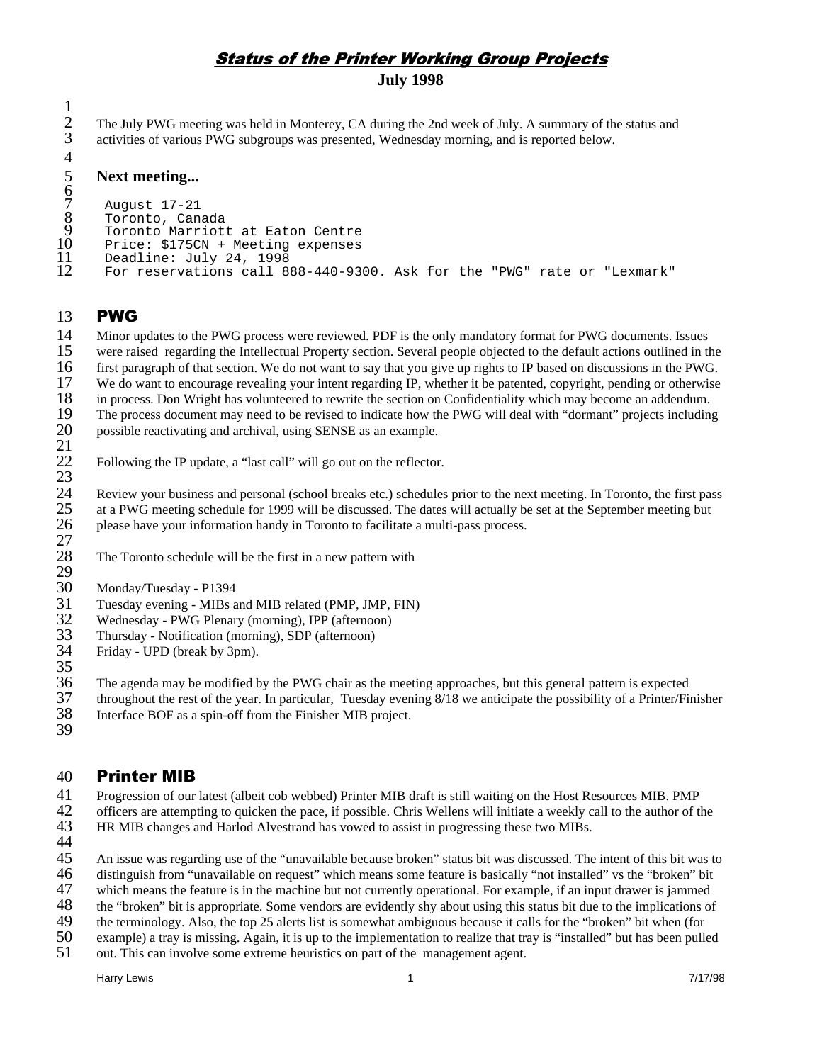# *Status of the Printer Working Group Projects*

**July 1998**

The July PWG meeting was held in Monterey, CA during the 2nd week of July. A summary of the status and activities of various PWG subgroups was presented, Wednesday morning, and is reported below.

## Next meeting...

```
August 17-21
Toronto, Canada
Toronto Marriott at Eaton Centre
Price: $175CN + Meeting expenses
Deadline: July 24, 1998
For reservations call 888-440-9300. Ask for the "PWG" rate or "Lexmark"
```

## PWG

Minor updates to the PWG process were reviewed. PDF is the only mandatory format for PWG documents. Issues were raised regarding the Intellectual Property section. Several people objected to the default actions outlined in the first paragraph of that section. We do not want to say that you give up rights to IP based on discussions in the PWG. We do want to encourage revealing your intent regarding IP, whether it be patented, copyright, pending or otherwise in process. Don Wright has volunteered to rewrite the section on Confidentiality which may become an addendum. The process document may need to be revised to indicate how the PWG will deal with "dormant" projects including possible reactivating and archival, using SENSE as an example.

Following the IP update, a "last call" will go out on the reflector.

Review your business and personal (school breaks etc.) schedules prior to the next meeting. In Toronto, the first pass at a PWG meeting schedule for 1999 will be discussed. The dates will actually be set at the September meeting but please have your information handy in Toronto to facilitate a multi-pass process.

The Toronto schedule will be the first in a new pattern with

Monday/Tuesday - P1394
Tuesday evening - MIBs and MIB related (PMP, JMP, FIN)
Wednesday - PWG Plenary (morning), IPP (afternoon)
Thursday - Notification (morning), SDP (afternoon)
Friday - UPD (break by 3pm).

The agenda may be modified by the PWG chair as the meeting approaches, but this general pattern is expected throughout the rest of the year. In particular, Tuesday evening 8/18 we anticipate the possibility of a Printer/Finisher Interface BOF as a spin-off from the Finisher MIB project.

## Printer MIB

Progression of our latest (albeit cob webbed) Printer MIB draft is still waiting on the Host Resources MIB. PMP officers are attempting to quicken the pace, if possible. Chris Wellens will initiate a weekly call to the author of the HR MIB changes and Harlod Alvestrand has vowed to assist in progressing these two MIBs.

An issue was regarding use of the "unavailable because broken" status bit was discussed. The intent of this bit was to distinguish from "unavailable on request" which means some feature is basically "not installed" vs the "broken" bit which means the feature is in the machine but not currently operational. For example, if an input drawer is jammed the "broken" bit is appropriate. Some vendors are evidently shy about using this status bit due to the implications of the terminology. Also, the top 25 alerts list is somewhat ambiguous because it calls for the "broken" bit when (for example) a tray is missing. Again, it is up to the implementation to realize that tray is "installed" but has been pulled out. This can involve some extreme heuristics on part of the management agent.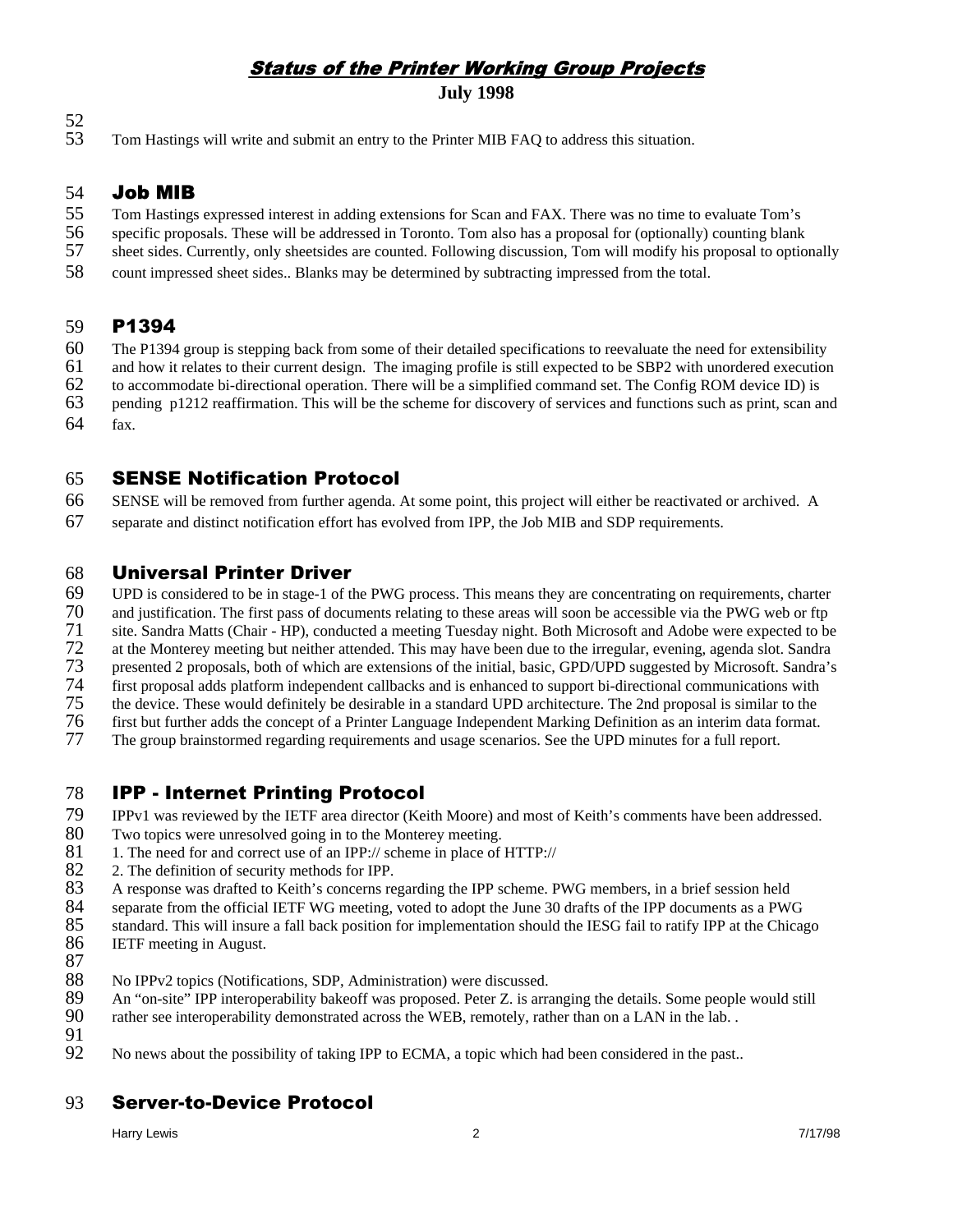Tom Hastings will write and submit an entry to the Printer MIB FAQ to address this situation.

## Job MIB

Tom Hastings expressed interest in adding extensions for Scan and FAX. There was no time to evaluate Tom's specific proposals. These will be addressed in Toronto. Tom also has a proposal for (optionally) counting blank sheet sides. Currently, only sheetsides are counted. Following discussion, Tom will modify his proposal to optionally count impressed sheet sides.. Blanks may be determined by subtracting impressed from the total.

## P1394

The P1394 group is stepping back from some of their detailed specifications to reevaluate the need for extensibility and how it relates to their current design. The imaging profile is still expected to be SBP2 with unordered execution to accommodate bi-directional operation. There will be a simplified command set. The Config ROM device ID) is pending p1212 reaffirmation. This will be the scheme for discovery of services and functions such as print, scan and fax.

## SENSE Notification Protocol

SENSE will be removed from further agenda. At some point, this project will either be reactivated or archived. A separate and distinct notification effort has evolved from IPP, the Job MIB and SDP requirements.

## Universal Printer Driver

UPD is considered to be in stage-1 of the PWG process. This means they are concentrating on requirements, charter and justification. The first pass of documents relating to these areas will soon be accessible via the PWG web or ftp site. Sandra Matts (Chair - HP), conducted a meeting Tuesday night. Both Microsoft and Adobe were expected to be at the Monterey meeting but neither attended. This may have been due to the irregular, evening, agenda slot. Sandra presented 2 proposals, both of which are extensions of the initial, basic, GPD/UPD suggested by Microsoft. Sandra's first proposal adds platform independent callbacks and is enhanced to support bi-directional communications with the device. These would definitely be desirable in a standard UPD architecture. The 2nd proposal is similar to the first but further adds the concept of a Printer Language Independent Marking Definition as an interim data format. The group brainstormed regarding requirements and usage scenarios. See the UPD minutes for a full report.

## IPP - Internet Printing Protocol

IPPv1 was reviewed by the IETF area director (Keith Moore) and most of Keith's comments have been addressed. Two topics were unresolved going in to the Monterey meeting.

1. The need for and correct use of an IPP:// scheme in place of HTTP://
2. The definition of security methods for IPP.

A response was drafted to Keith's concerns regarding the IPP scheme. PWG members, in a brief session held separate from the official IETF WG meeting, voted to adopt the June 30 drafts of the IPP documents as a PWG standard. This will insure a fall back position for implementation should the IESG fail to ratify IPP at the Chicago IETF meeting in August.

No IPPv2 topics (Notifications, SDP, Administration) were discussed.
An "on-site" IPP interoperability bakeoff was proposed. Peter Z. is arranging the details. Some people would still rather see interoperability demonstrated across the WEB, remotely, rather than on a LAN in the lab. .

No news about the possibility of taking IPP to ECMA, a topic which had been considered in the past..

## Server-to-Device Protocol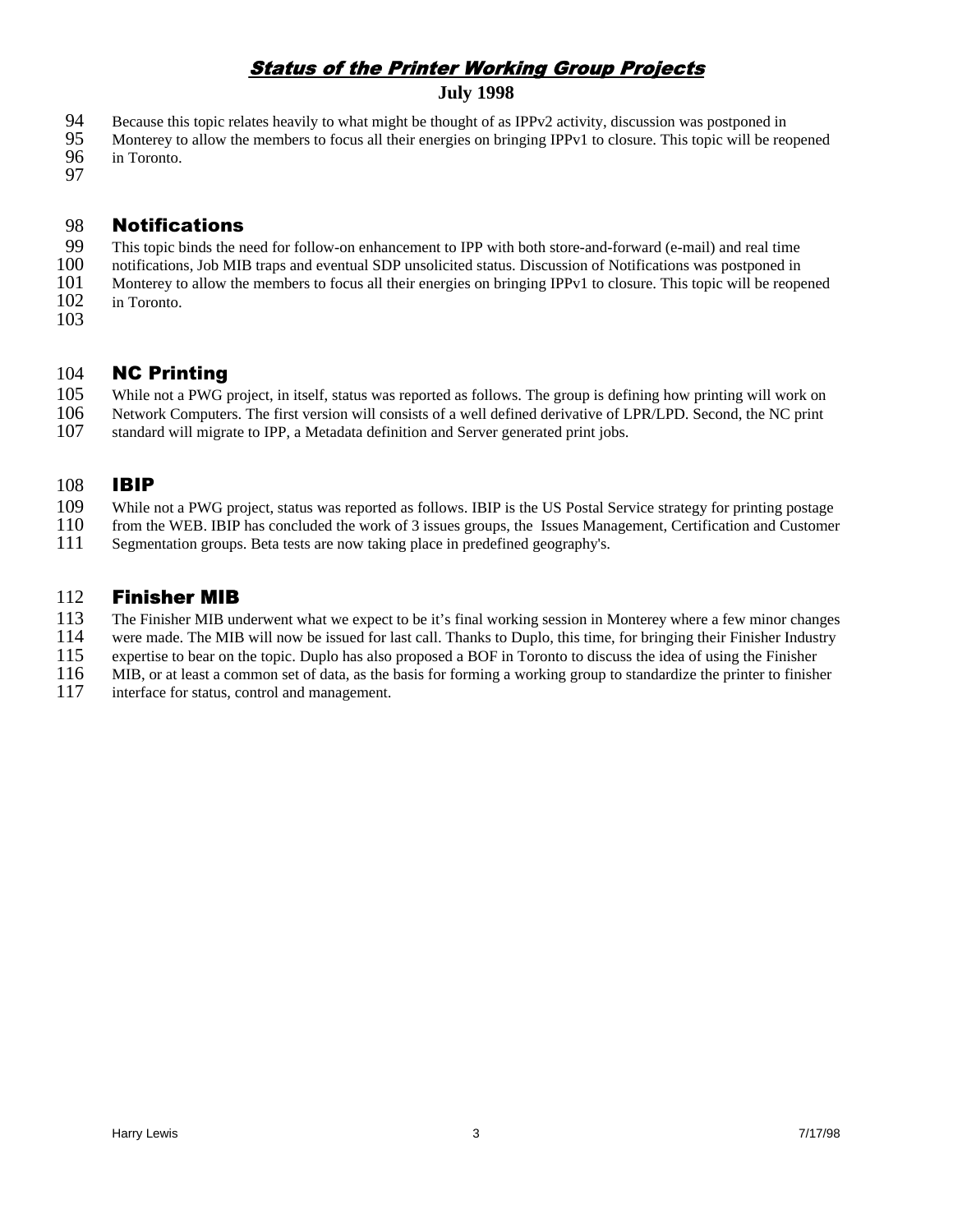Because this topic relates heavily to what might be thought of as IPPv2 activity, discussion was postponed in Monterey to allow the members to focus all their energies on bringing IPPv1 to closure. This topic will be reopened in Toronto.

## Notifications

This topic binds the need for follow-on enhancement to IPP with both store-and-forward (e-mail) and real time notifications, Job MIB traps and eventual SDP unsolicited status. Discussion of Notifications was postponed in Monterey to allow the members to focus all their energies on bringing IPPv1 to closure. This topic will be reopened in Toronto.

## NC Printing

While not a PWG project, in itself, status was reported as follows. The group is defining how printing will work on Network Computers. The first version will consists of a well defined derivative of LPR/LPD. Second, the NC print standard will migrate to IPP, a Metadata definition and Server generated print jobs.

## IBIP

While not a PWG project, status was reported as follows. IBIP is the US Postal Service strategy for printing postage from the WEB. IBIP has concluded the work of 3 issues groups, the Issues Management, Certification and Customer Segmentation groups. Beta tests are now taking place in predefined geography's.

## Finisher MIB

The Finisher MIB underwent what we expect to be it's final working session in Monterey where a few minor changes were made. The MIB will now be issued for last call. Thanks to Duplo, this time, for bringing their Finisher Industry expertise to bear on the topic. Duplo has also proposed a BOF in Toronto to discuss the idea of using the Finisher MIB, or at least a common set of data, as the basis for forming a working group to standardize the printer to finisher interface for status, control and management.